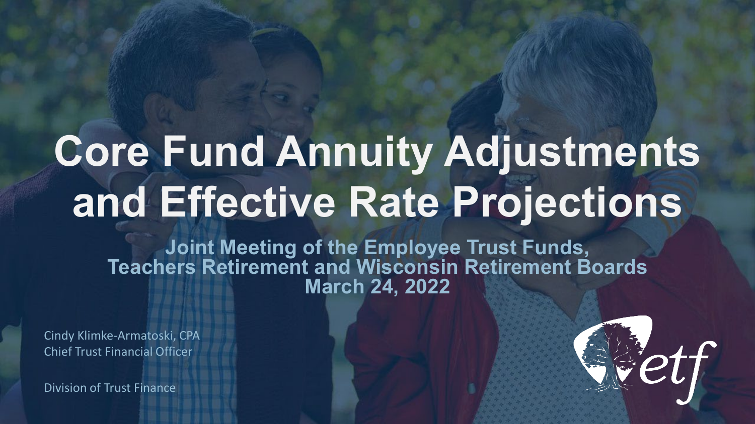# Core Fund Annuity Adjustments and Effective Rate Projections

**Joint Meeting of the Employee Trust Funds, Teachers Retirement and Wisconsin Retirement Boards**
**March 24, 2022**

Cindy Klimke-Armatoski, CPA
Chief Trust Financial Officer

Division of Trust Finance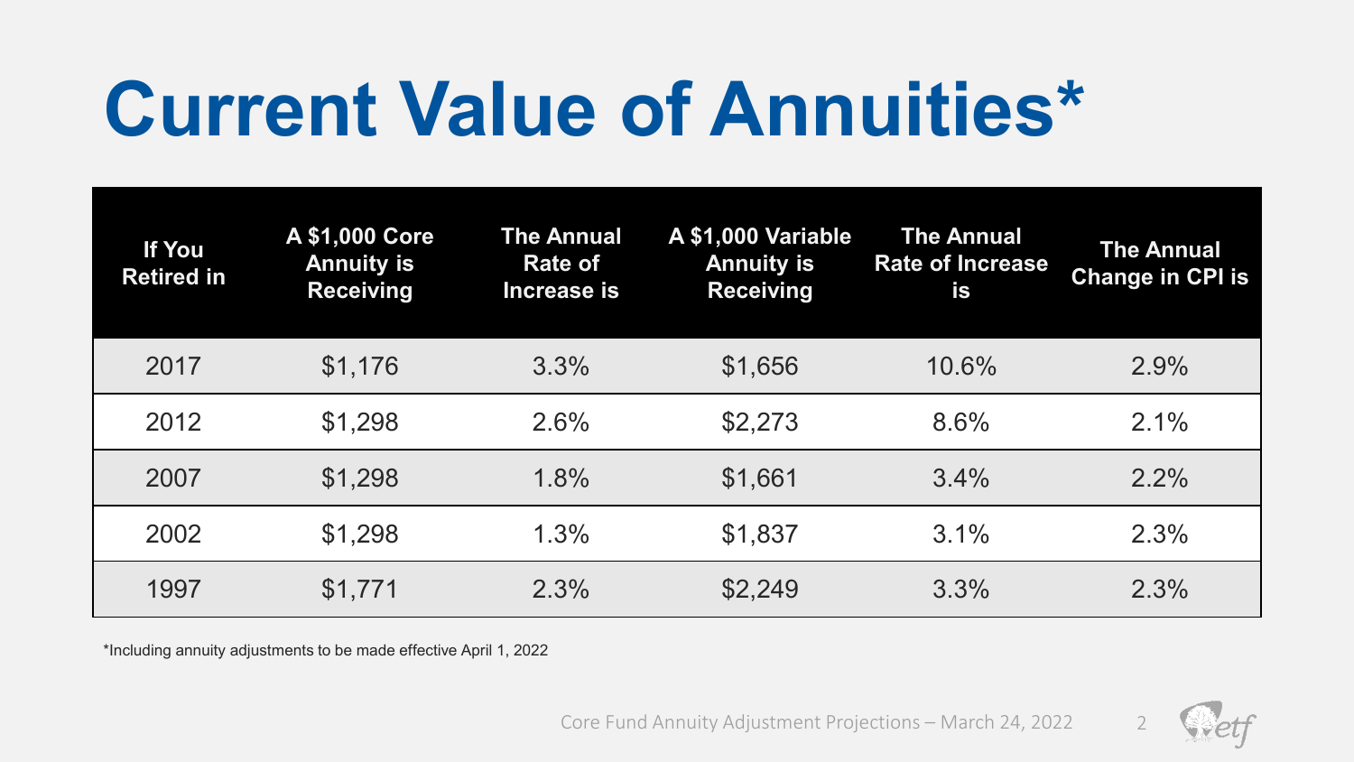# Current Value of Annuities*

| If You Retired in | A $1,000 Core Annuity is Receiving | The Annual Rate of Increase is | A $1,000 Variable Annuity is Receiving | The Annual Rate of Increase is | The Annual Change in CPI is |
|---|---|---|---|---|---|
| 2017 | $1,176 | 3.3% | $1,656 | 10.6% | 2.9% |
| 2012 | $1,298 | 2.6% | $2,273 | 8.6% | 2.1% |
| 2007 | $1,298 | 1.8% | $1,661 | 3.4% | 2.2% |
| 2002 | $1,298 | 1.3% | $1,837 | 3.1% | 2.3% |
| 1997 | $1,771 | 2.3% | $2,249 | 3.3% | 2.3% |

*Including annuity adjustments to be made effective April 1, 2022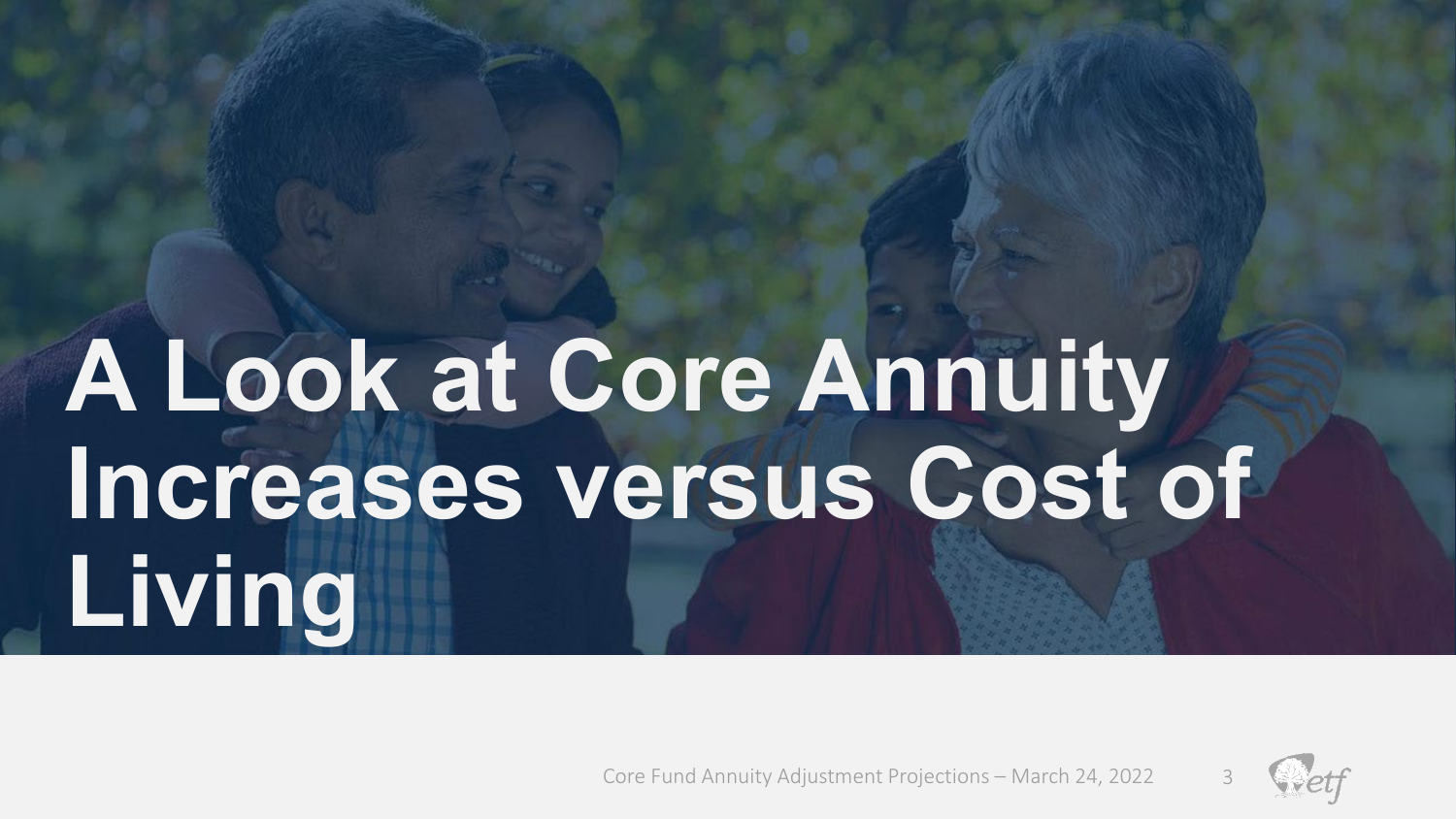# A Look at Core Annuity Increases versus Cost of Living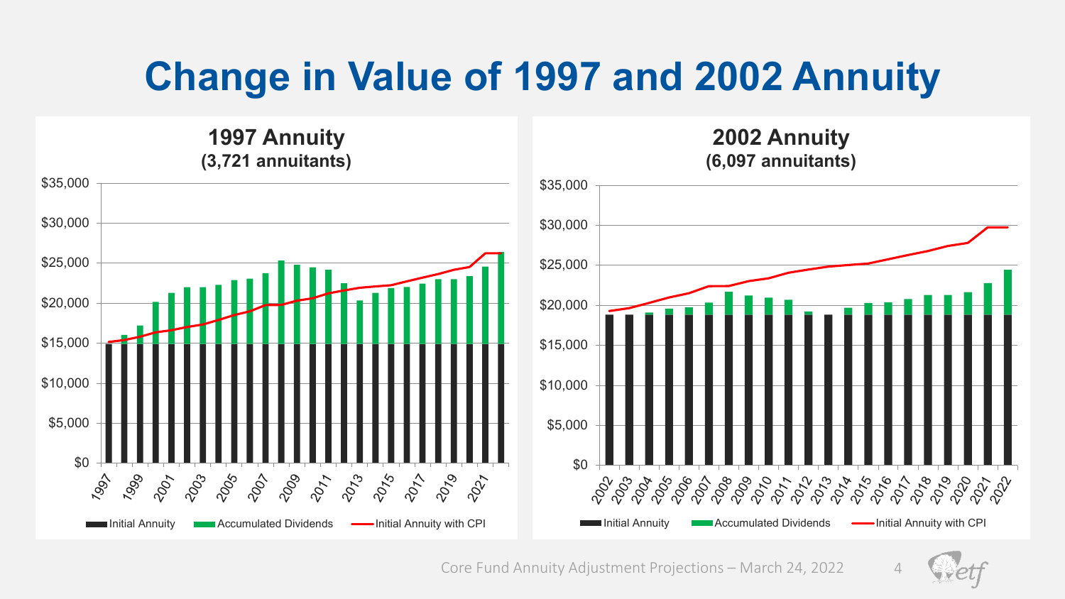# Change in Value of 1997 and 2002 Annuity

## 1997 Annuity
**(3,721 annuitants)**

Legend: Initial Annuity, Accumulated Dividends, Initial Annuity with CPI

## 2002 Annuity
**(6,097 annuitants)**

Legend: Initial Annuity, Accumulated Dividends, Initial Annuity with CPI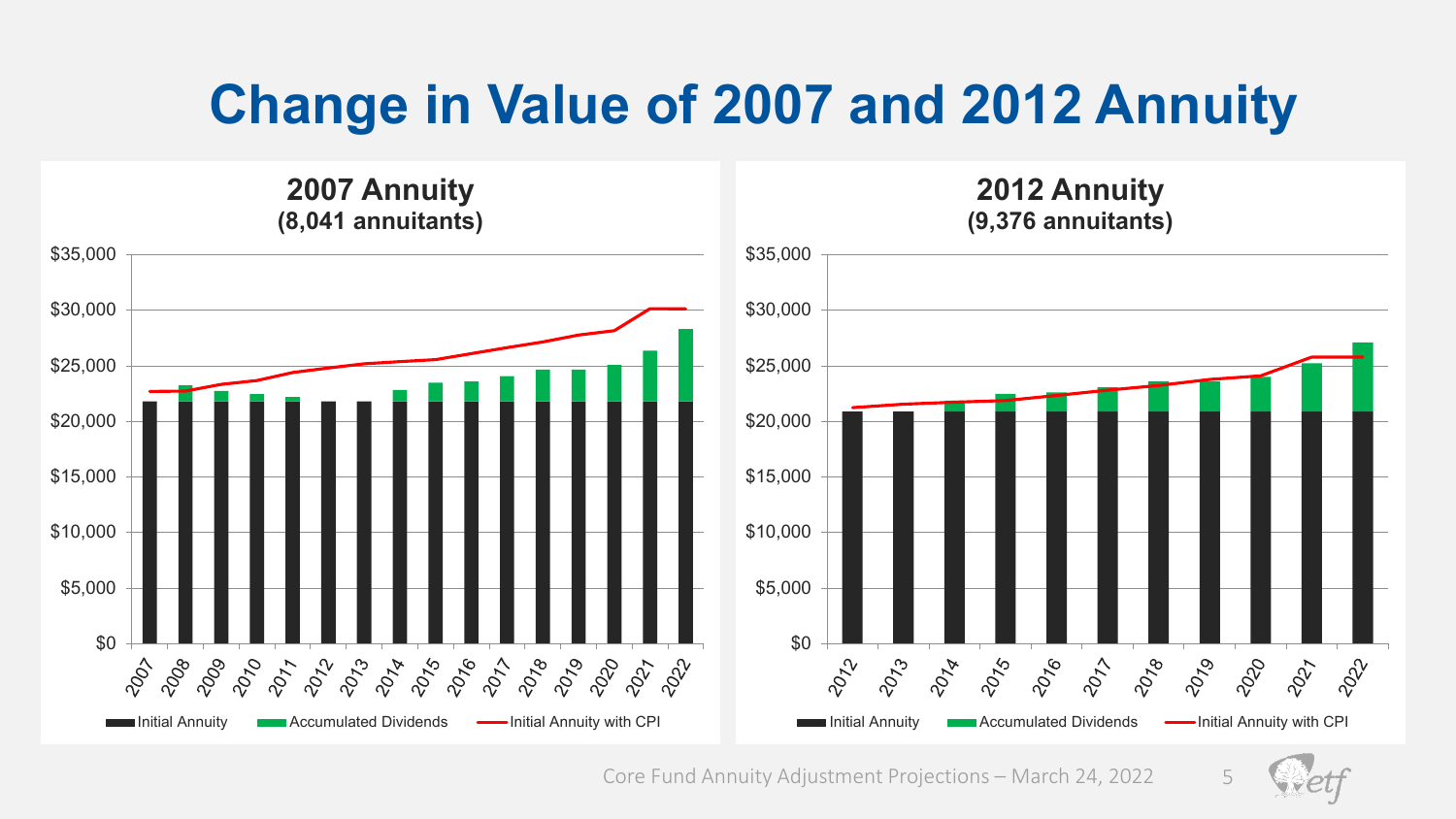# Change in Value of 2007 and 2012 Annuity

## 2007 Annuity
**(8,041 annuitants)**

## 2012 Annuity
**(9,376 annuitants)**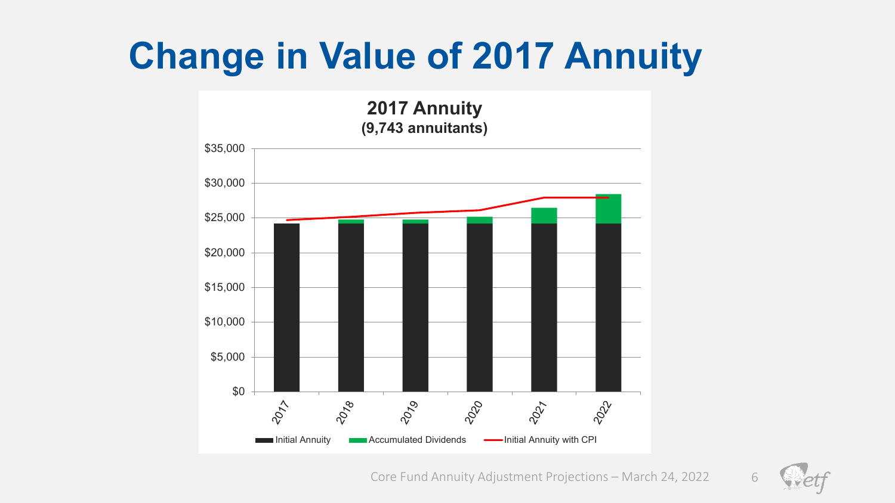# Change in Value of 2017 Annuity

**2017 Annuity**
**(9,743 annuitants)**

$35,000
$30,000
$25,000
$20,000
$15,000
$10,000
$5,000
$0

2017 2018 2019 2020 2021 2022

Initial Annuity | Accumulated Dividends | Initial Annuity with CPI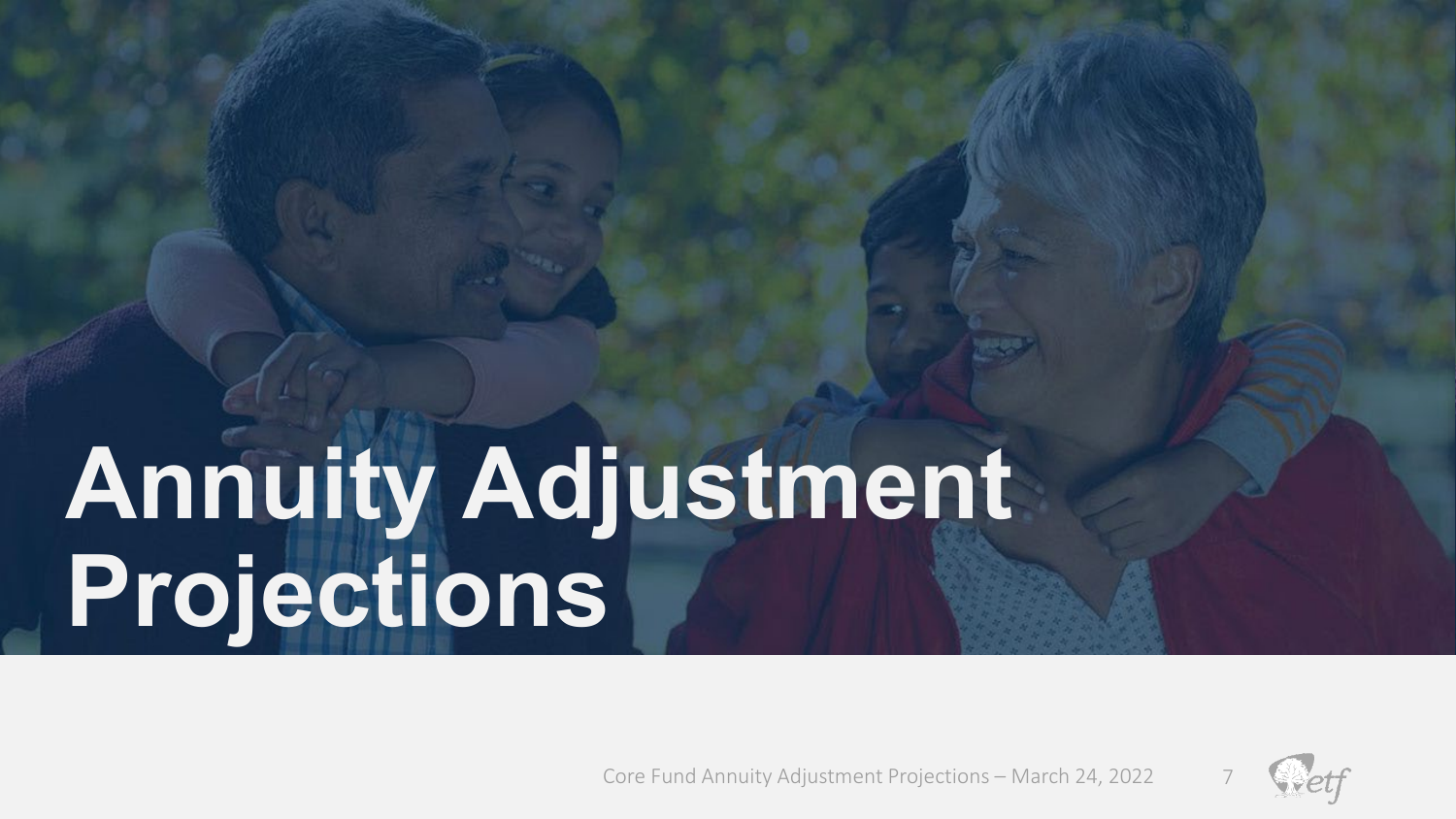# Annuity Adjustment Projections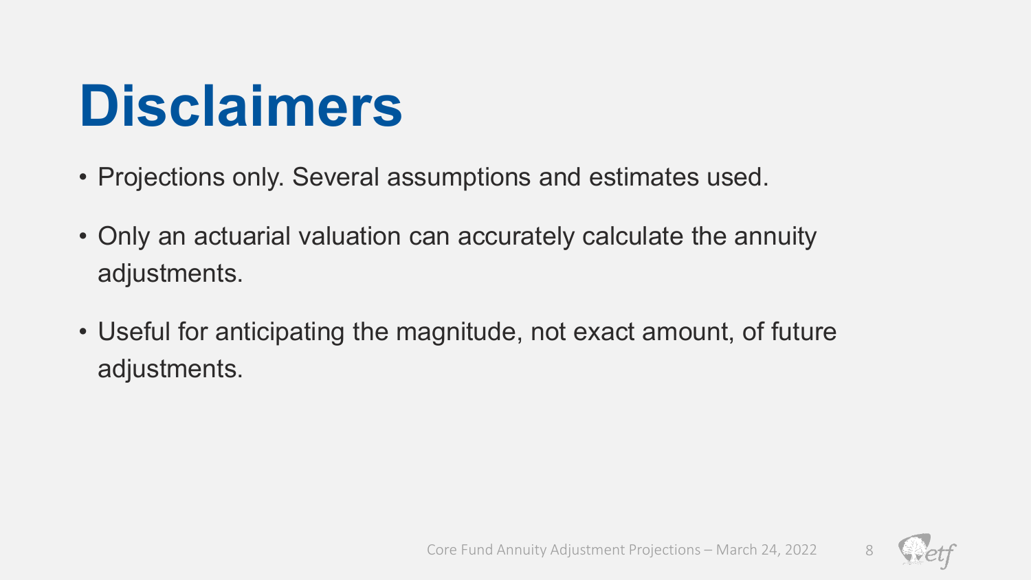# Disclaimers

- Projections only. Several assumptions and estimates used.
- Only an actuarial valuation can accurately calculate the annuity adjustments.
- Useful for anticipating the magnitude, not exact amount, of future adjustments.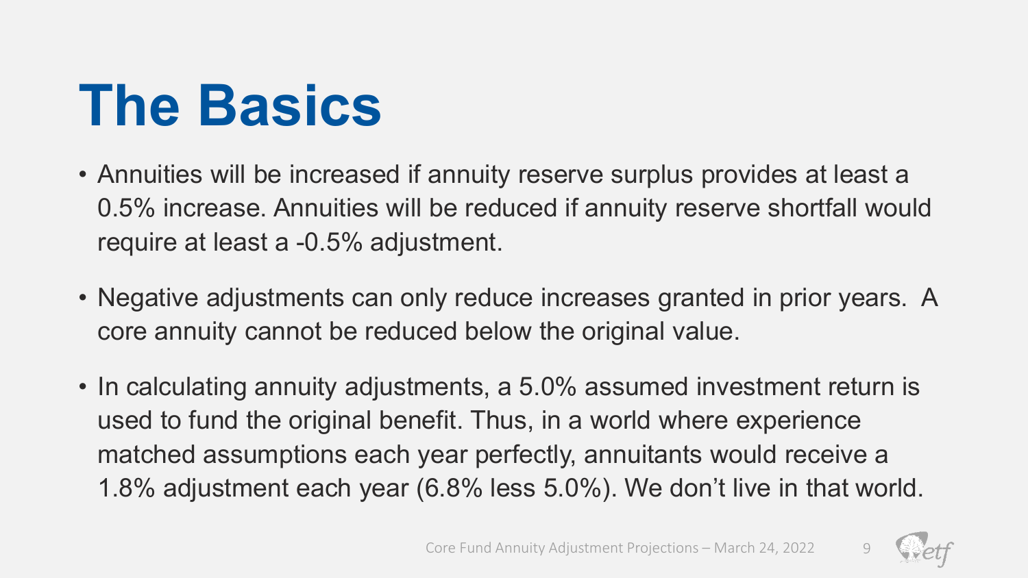# The Basics

- Annuities will be increased if annuity reserve surplus provides at least a 0.5% increase. Annuities will be reduced if annuity reserve shortfall would require at least a -0.5% adjustment.
- Negative adjustments can only reduce increases granted in prior years. A core annuity cannot be reduced below the original value.
- In calculating annuity adjustments, a 5.0% assumed investment return is used to fund the original benefit. Thus, in a world where experience matched assumptions each year perfectly, annuitants would receive a 1.8% adjustment each year (6.8% less 5.0%). We don't live in that world.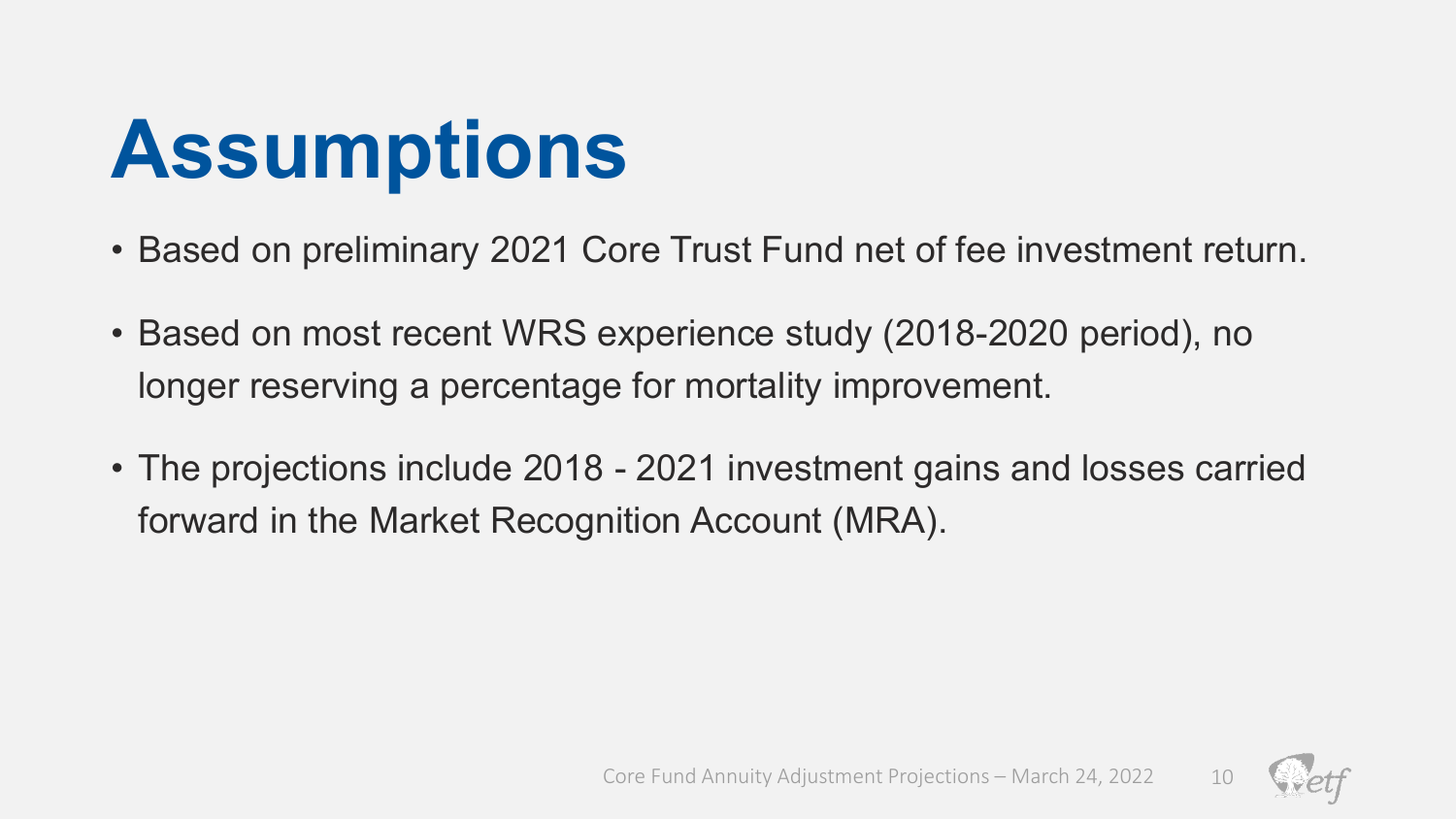# Assumptions

- Based on preliminary 2021 Core Trust Fund net of fee investment return.
- Based on most recent WRS experience study (2018-2020 period), no longer reserving a percentage for mortality improvement.
- The projections include 2018 - 2021 investment gains and losses carried forward in the Market Recognition Account (MRA).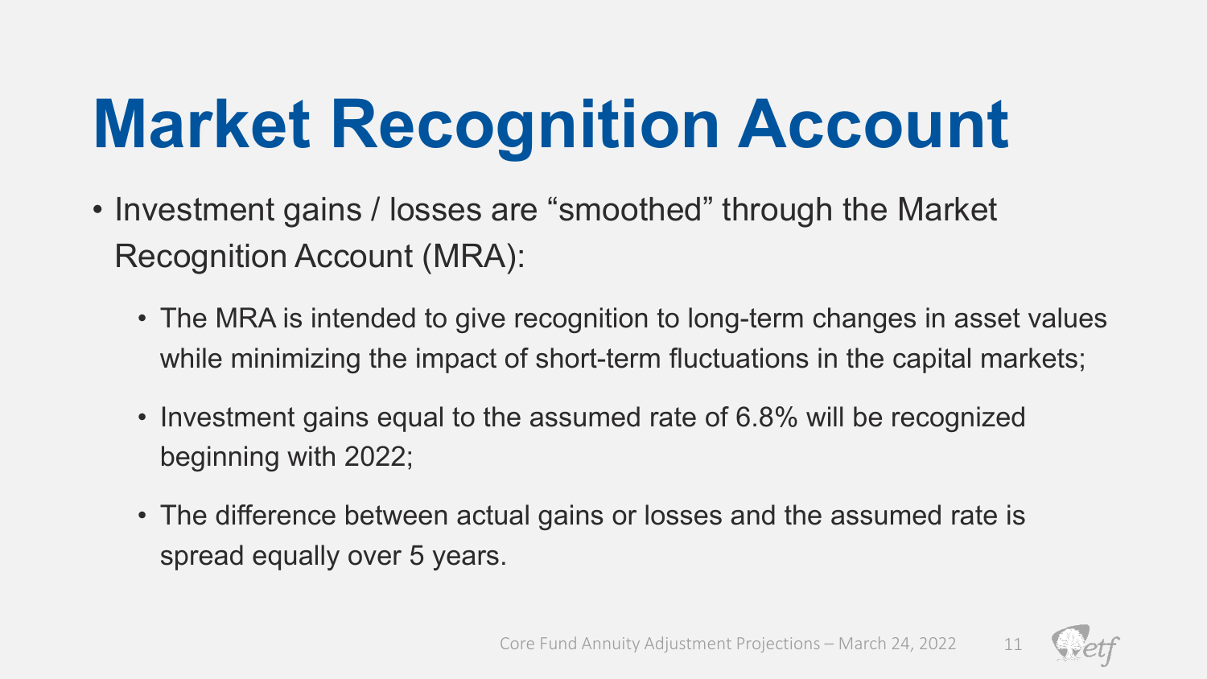# Market Recognition Account

- Investment gains / losses are "smoothed" through the Market Recognition Account (MRA):
  - The MRA is intended to give recognition to long-term changes in asset values while minimizing the impact of short-term fluctuations in the capital markets;
  - Investment gains equal to the assumed rate of 6.8% will be recognized beginning with 2022;
  - The difference between actual gains or losses and the assumed rate is spread equally over 5 years.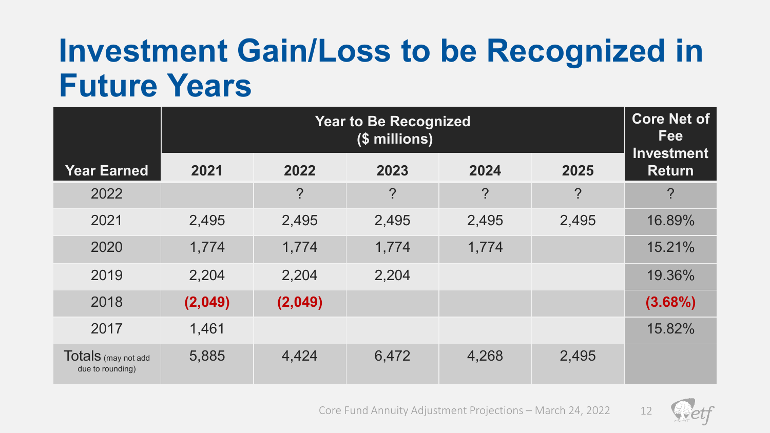# Investment Gain/Loss to be Recognized in Future Years

| Year Earned | Year to Be Recognized ($ millions) | | | | | Core Net of Fee Investment Return |
|---|---|---|---|---|---|---|
| | 2021 | 2022 | 2023 | 2024 | 2025 | |
| 2022 | | ? | ? | ? | ? | ? |
| 2021 | 2,495 | 2,495 | 2,495 | 2,495 | 2,495 | 16.89% |
| 2020 | 1,774 | 1,774 | 1,774 | 1,774 | | 15.21% |
| 2019 | 2,204 | 2,204 | 2,204 | | | 19.36% |
| 2018 | **(2,049)** | **(2,049)** | | | | **(3.68%)** |
| 2017 | 1,461 | | | | | 15.82% |
| Totals (may not add due to rounding) | 5,885 | 4,424 | 6,472 | 4,268 | 2,495 | |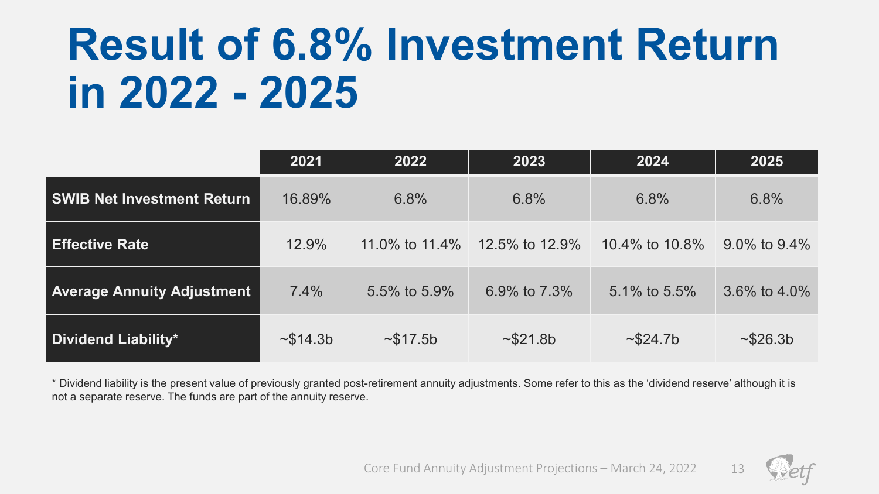# Result of 6.8% Investment Return in 2022 - 2025

| | 2021 | 2022 | 2023 | 2024 | 2025 |
|---|---|---|---|---|---|
| **SWIB Net Investment Return** | 16.89% | 6.8% | 6.8% | 6.8% | 6.8% |
| **Effective Rate** | 12.9% | 11.0% to 11.4% | 12.5% to 12.9% | 10.4% to 10.8% | 9.0% to 9.4% |
| **Average Annuity Adjustment** | 7.4% | 5.5% to 5.9% | 6.9% to 7.3% | 5.1% to 5.5% | 3.6% to 4.0% |
| **Dividend Liability*** | ~$14.3b | ~$17.5b | ~$21.8b | ~$24.7b | ~$26.3b |

* Dividend liability is the present value of previously granted post-retirement annuity adjustments. Some refer to this as the 'dividend reserve' although it is not a separate reserve. The funds are part of the annuity reserve.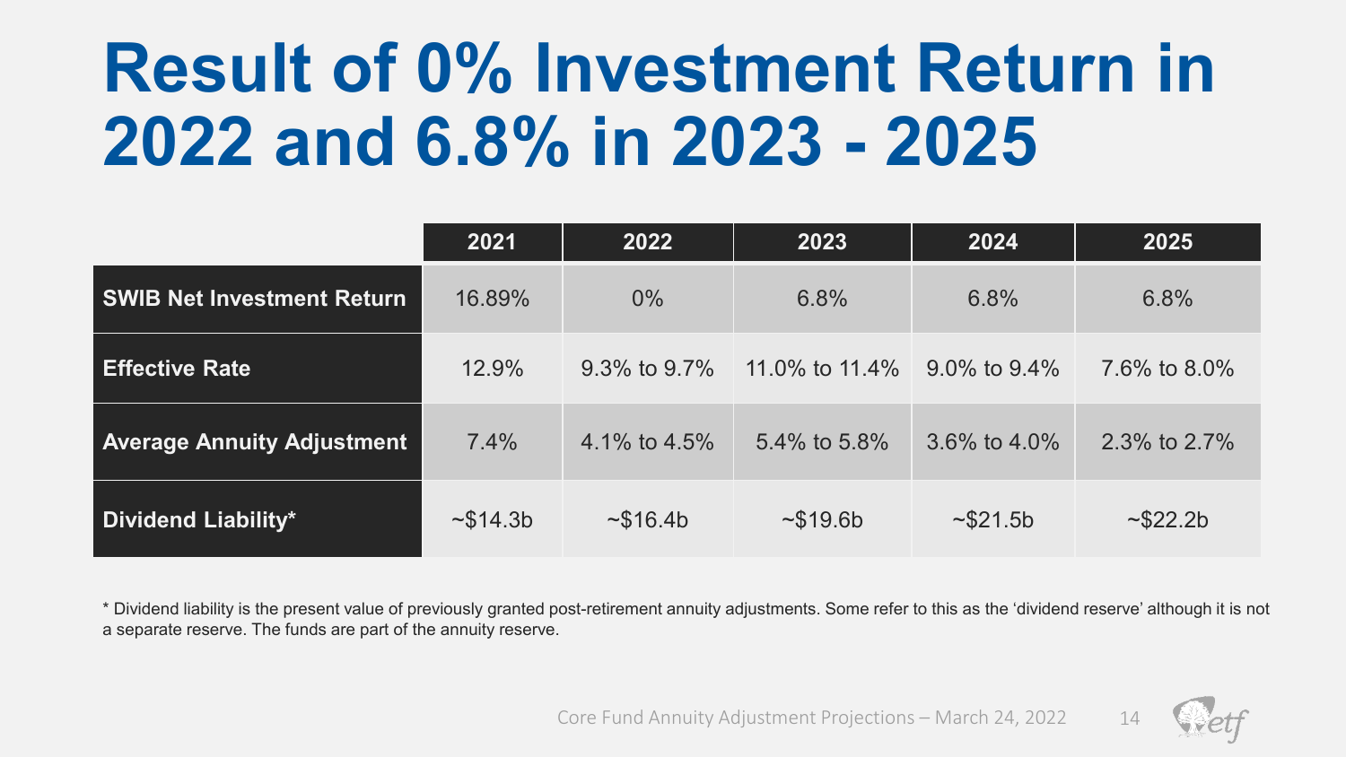# Result of 0% Investment Return in 2022 and 6.8% in 2023 - 2025

| | 2021 | 2022 | 2023 | 2024 | 2025 |
|---|---|---|---|---|---|
| **SWIB Net Investment Return** | 16.89% | 0% | 6.8% | 6.8% | 6.8% |
| **Effective Rate** | 12.9% | 9.3% to 9.7% | 11.0% to 11.4% | 9.0% to 9.4% | 7.6% to 8.0% |
| **Average Annuity Adjustment** | 7.4% | 4.1% to 4.5% | 5.4% to 5.8% | 3.6% to 4.0% | 2.3% to 2.7% |
| **Dividend Liability*** | ~$14.3b | ~$16.4b | ~$19.6b | ~$21.5b | ~$22.2b |

* Dividend liability is the present value of previously granted post-retirement annuity adjustments. Some refer to this as the 'dividend reserve' although it is not a separate reserve. The funds are part of the annuity reserve.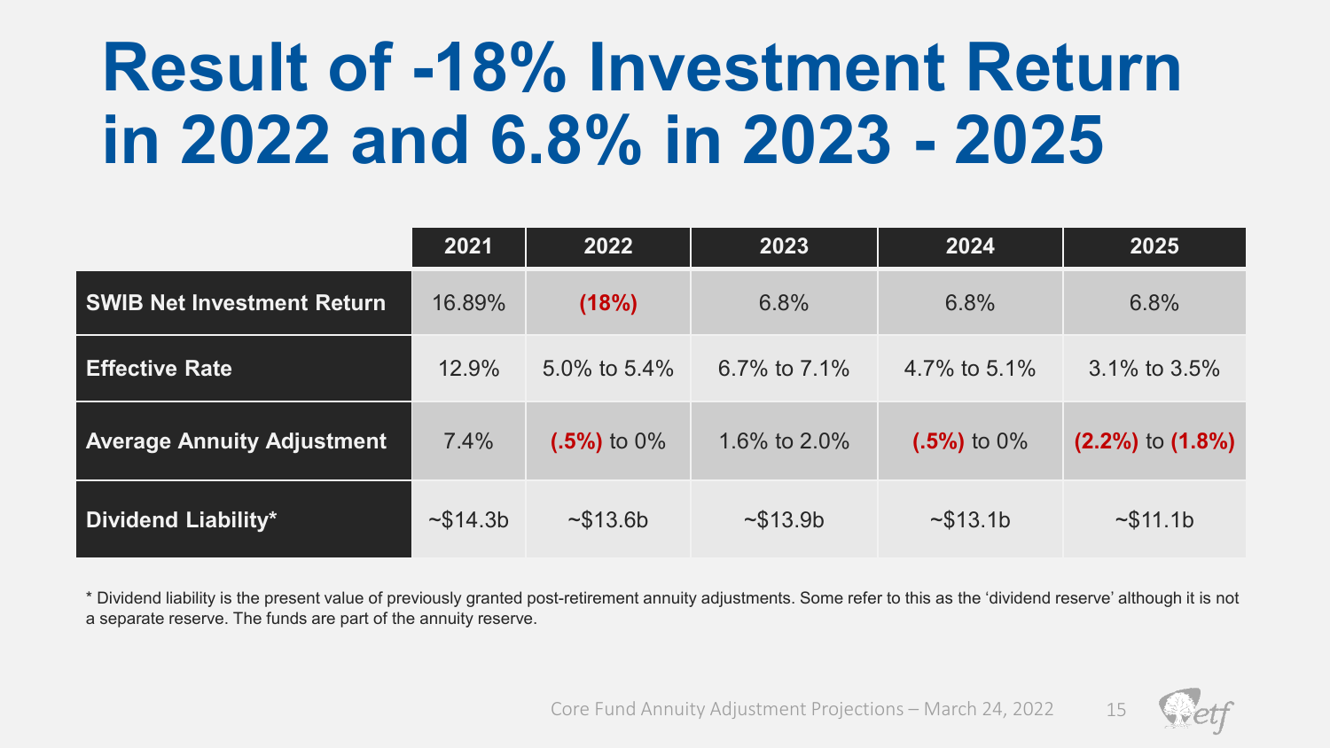# Result of -18% Investment Return in 2022 and 6.8% in 2023 - 2025

| | 2021 | 2022 | 2023 | 2024 | 2025 |
|---|---|---|---|---|---|
| **SWIB Net Investment Return** | 16.89% | **(18%)** | 6.8% | 6.8% | 6.8% |
| **Effective Rate** | 12.9% | 5.0% to 5.4% | 6.7% to 7.1% | 4.7% to 5.1% | 3.1% to 3.5% |
| **Average Annuity Adjustment** | 7.4% | **(.5%)** to 0% | 1.6% to 2.0% | **(.5%)** to 0% | **(2.2%)** to **(1.8%)** |
| **Dividend Liability*** | ~$14.3b | ~$13.6b | ~$13.9b | ~$13.1b | ~$11.1b |

* Dividend liability is the present value of previously granted post-retirement annuity adjustments. Some refer to this as the 'dividend reserve' although it is not a separate reserve. The funds are part of the annuity reserve.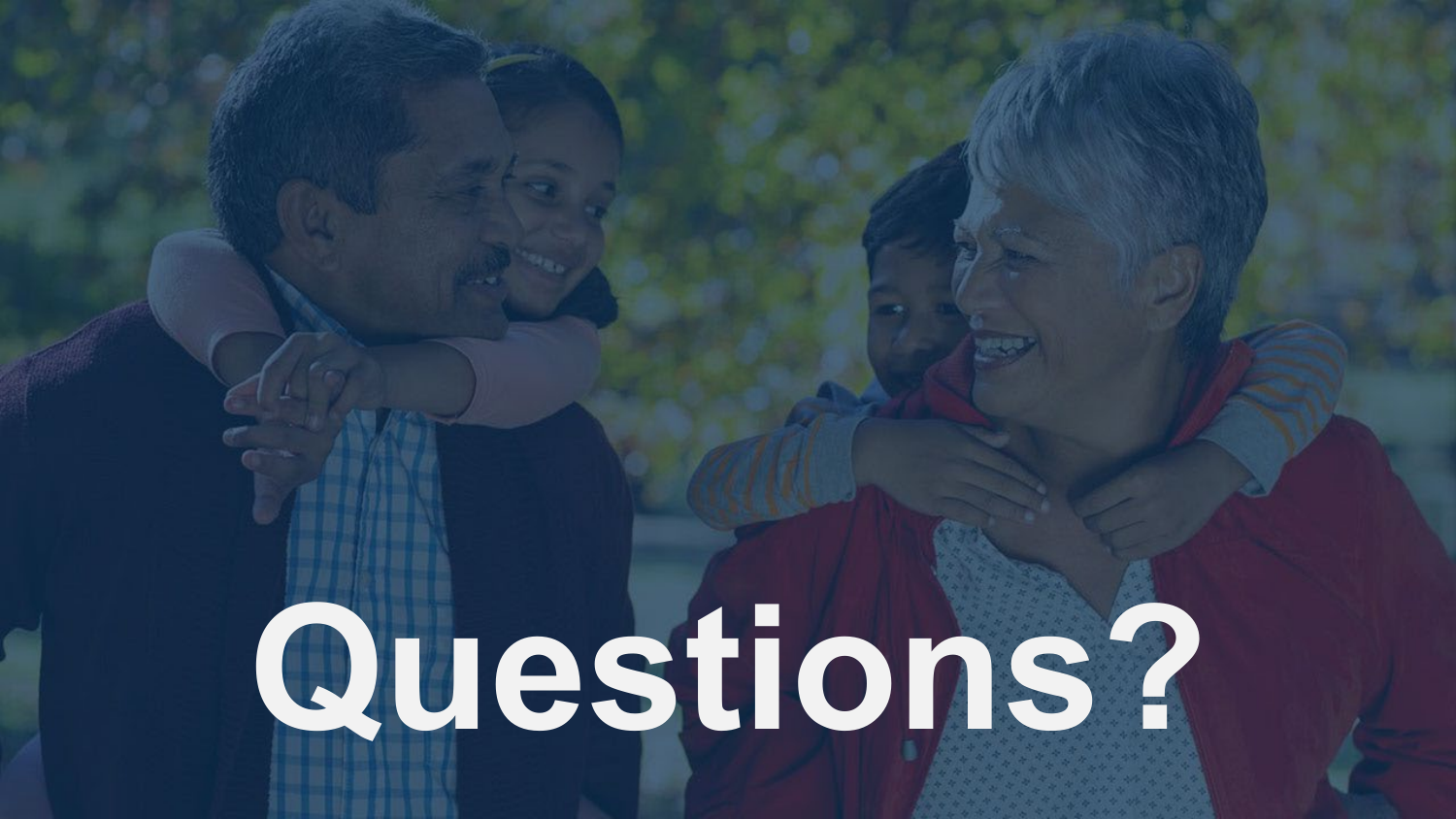# Questions?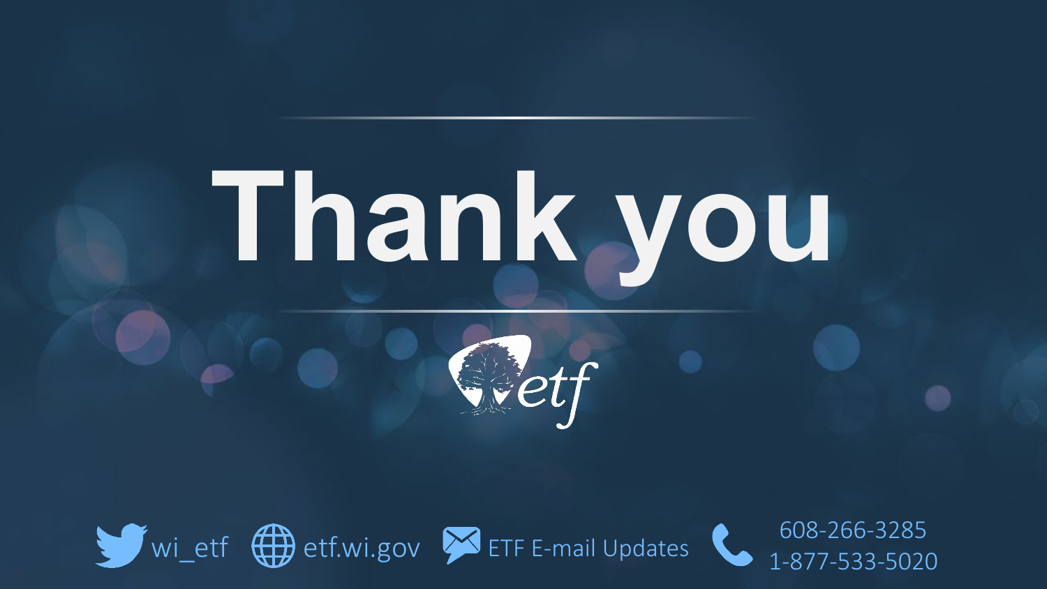# Thank you

etf

wi_etf etf.wi.gov ETF E-mail Updates 608-266-3285 1-877-533-5020